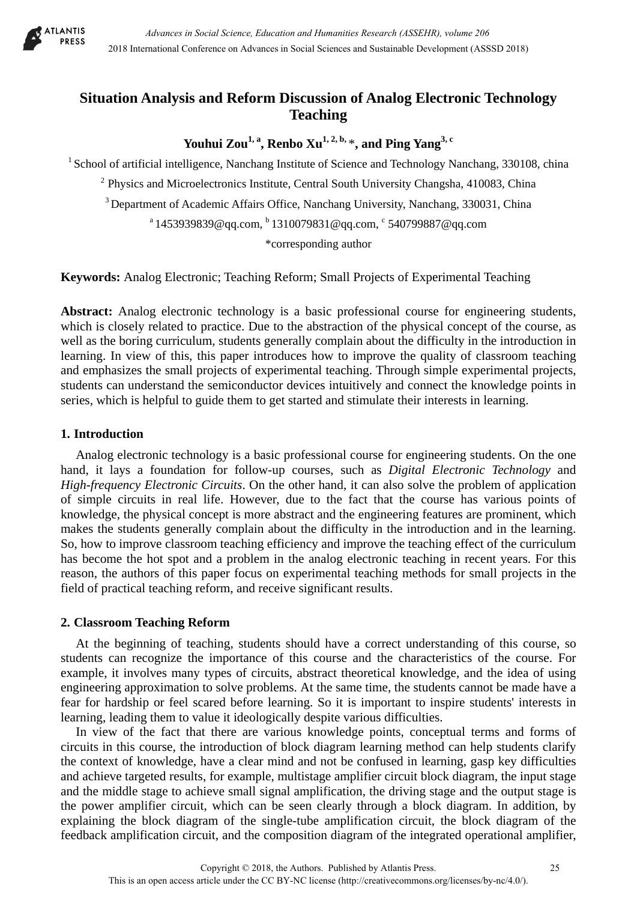# Situation Analysis and Reform Discussion of Analog Electronic Technology Teaching

**Youhui Zou[1, a], Renbo Xu[1, 2, b, *], and Ping Yang[3, c]**

[1] School of artificial intelligence, Nanchang Institute of Science and Technology Nanchang, 330108, china

[2] Physics and Microelectronics Institute, Central South University Changsha, 410083, China

[3] Department of Academic Affairs Office, Nanchang University, Nanchang, 330031, China

[a] 1453939839@qq.com, [b] 1310079831@qq.com, [c] 540799887@qq.com

*corresponding author

**Keywords:** Analog Electronic; Teaching Reform; Small Projects of Experimental Teaching

**Abstract:** Analog electronic technology is a basic professional course for engineering students, which is closely related to practice. Due to the abstraction of the physical concept of the course, as well as the boring curriculum, students generally complain about the difficulty in the introduction in learning. In view of this, this paper introduces how to improve the quality of classroom teaching and emphasizes the small projects of experimental teaching. Through simple experimental projects, students can understand the semiconductor devices intuitively and connect the knowledge points in series, which is helpful to guide them to get started and stimulate their interests in learning.

## 1. Introduction

Analog electronic technology is a basic professional course for engineering students. On the one hand, it lays a foundation for follow-up courses, such as *Digital Electronic Technology* and *High-frequency Electronic Circuits*. On the other hand, it can also solve the problem of application of simple circuits in real life. However, due to the fact that the course has various points of knowledge, the physical concept is more abstract and the engineering features are prominent, which makes the students generally complain about the difficulty in the introduction and in the learning. So, how to improve classroom teaching efficiency and improve the teaching effect of the curriculum has become the hot spot and a problem in the analog electronic teaching in recent years. For this reason, the authors of this paper focus on experimental teaching methods for small projects in the field of practical teaching reform, and receive significant results.

## 2. Classroom Teaching Reform

At the beginning of teaching, students should have a correct understanding of this course, so students can recognize the importance of this course and the characteristics of the course. For example, it involves many types of circuits, abstract theoretical knowledge, and the idea of using engineering approximation to solve problems. At the same time, the students cannot be made have a fear for hardship or feel scared before learning. So it is important to inspire students' interests in learning, leading them to value it ideologically despite various difficulties.

In view of the fact that there are various knowledge points, conceptual terms and forms of circuits in this course, the introduction of block diagram learning method can help students clarify the context of knowledge, have a clear mind and not be confused in learning, gasp key difficulties and achieve targeted results, for example, multistage amplifier circuit block diagram, the input stage and the middle stage to achieve small signal amplification, the driving stage and the output stage is the power amplifier circuit, which can be seen clearly through a block diagram. In addition, by explaining the block diagram of the single-tube amplification circuit, the block diagram of the feedback amplification circuit, and the composition diagram of the integrated operational amplifier,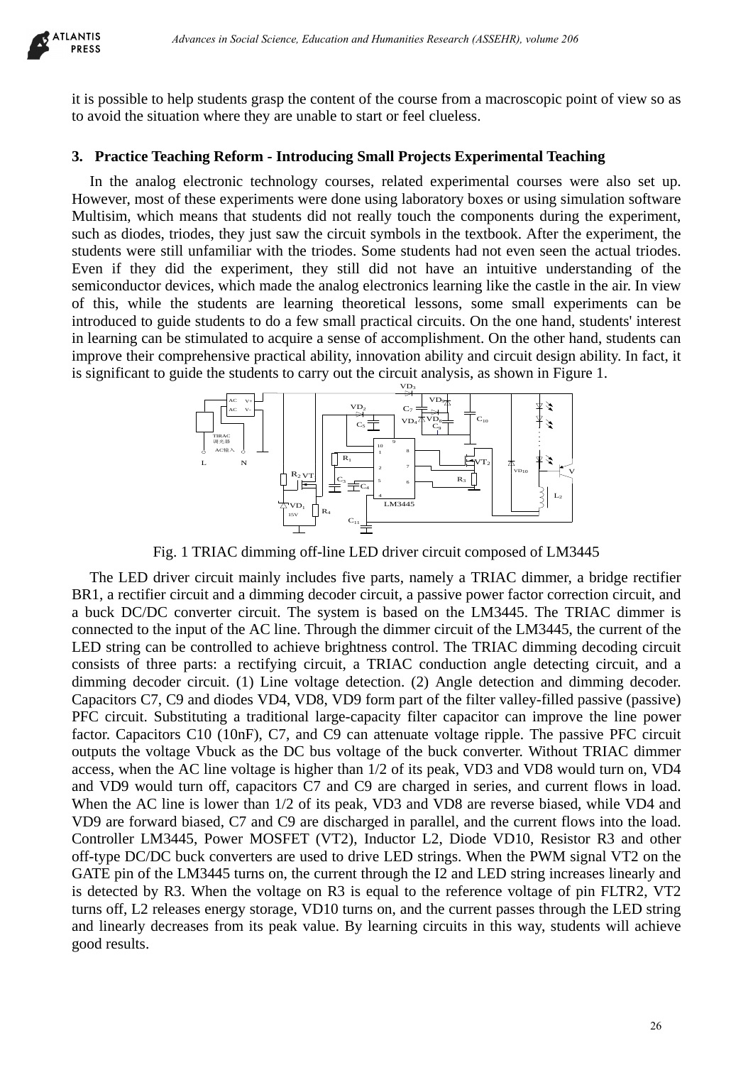it is possible to help students grasp the content of the course from a macroscopic point of view so as to avoid the situation where they are unable to start or feel clueless.

## 3. Practice Teaching Reform - Introducing Small Projects Experimental Teaching

In the analog electronic technology courses, related experimental courses were also set up. However, most of these experiments were done using laboratory boxes or using simulation software Multisim, which means that students did not really touch the components during the experiment, such as diodes, triodes, they just saw the circuit symbols in the textbook. After the experiment, the students were still unfamiliar with the triodes. Some students had not even seen the actual triodes. Even if they did the experiment, they still did not have an intuitive understanding of the semiconductor devices, which made the analog electronics learning like the castle in the air. In view of this, while the students are learning theoretical lessons, some small experiments can be introduced to guide students to do a few small practical circuits. On the one hand, students' interest in learning can be stimulated to acquire a sense of accomplishment. On the other hand, students can improve their comprehensive practical ability, innovation ability and circuit design ability. In fact, it is significant to guide the students to carry out the circuit analysis, as shown in Figure 1.

Fig. 1 TRIAC dimming off-line LED driver circuit composed of LM3445

The LED driver circuit mainly includes five parts, namely a TRIAC dimmer, a bridge rectifier BR1, a rectifier circuit and a dimming decoder circuit, a passive power factor correction circuit, and a buck DC/DC converter circuit. The system is based on the LM3445. The TRIAC dimmer is connected to the input of the AC line. Through the dimmer circuit of the LM3445, the current of the LED string can be controlled to achieve brightness control. The TRIAC dimming decoding circuit consists of three parts: a rectifying circuit, a TRIAC conduction angle detecting circuit, and a dimming decoder circuit. (1) Line voltage detection. (2) Angle detection and dimming decoder. Capacitors C7, C9 and diodes VD4, VD8, VD9 form part of the filter valley-filled passive (passive) PFC circuit. Substituting a traditional large-capacity filter capacitor can improve the line power factor. Capacitors C10 (10nF), C7, and C9 can attenuate voltage ripple. The passive PFC circuit outputs the voltage Vbuck as the DC bus voltage of the buck converter. Without TRIAC dimmer access, when the AC line voltage is higher than 1/2 of its peak, VD3 and VD8 would turn on, VD4 and VD9 would turn off, capacitors C7 and C9 are charged in series, and current flows in load. When the AC line is lower than 1/2 of its peak, VD3 and VD8 are reverse biased, while VD4 and VD9 are forward biased, C7 and C9 are discharged in parallel, and the current flows into the load. Controller LM3445, Power MOSFET (VT2), Inductor L2, Diode VD10, Resistor R3 and other off-type DC/DC buck converters are used to drive LED strings. When the PWM signal VT2 on the GATE pin of the LM3445 turns on, the current through the I2 and LED string increases linearly and is detected by R3. When the voltage on R3 is equal to the reference voltage of pin FLTR2, VT2 turns off, L2 releases energy storage, VD10 turns on, and the current passes through the LED string and linearly decreases from its peak value. By learning circuits in this way, students will achieve good results.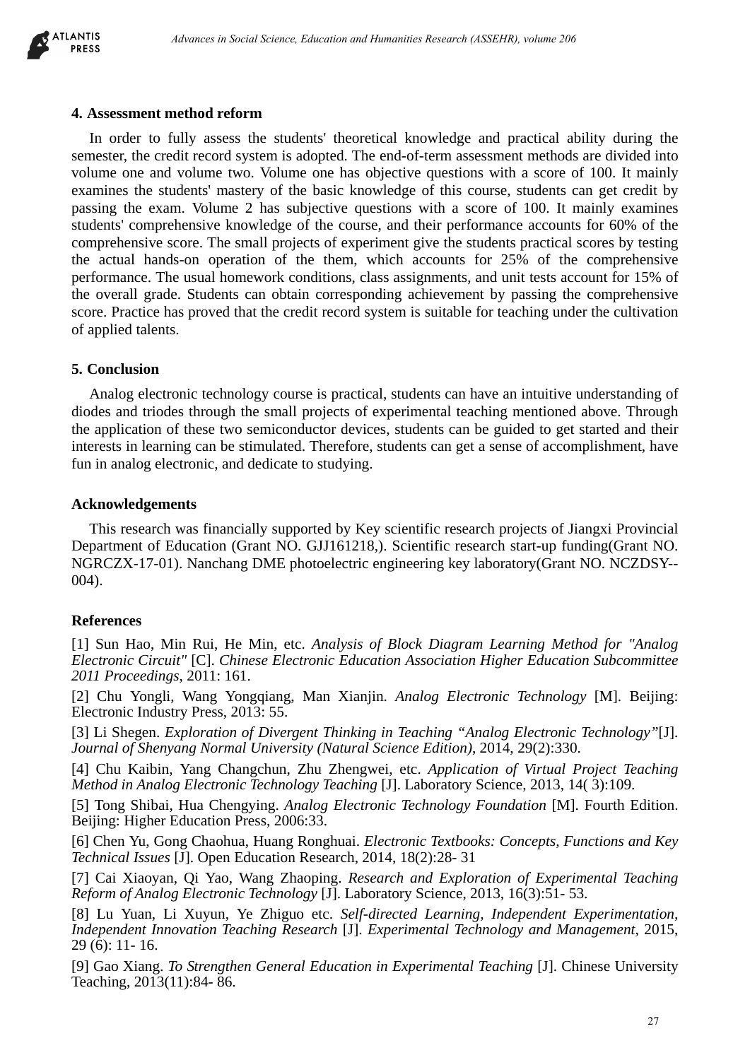## 4. Assessment method reform

In order to fully assess the students' theoretical knowledge and practical ability during the semester, the credit record system is adopted. The end-of-term assessment methods are divided into volume one and volume two. Volume one has objective questions with a score of 100. It mainly examines the students' mastery of the basic knowledge of this course, students can get credit by passing the exam. Volume 2 has subjective questions with a score of 100. It mainly examines students' comprehensive knowledge of the course, and their performance accounts for 60% of the comprehensive score. The small projects of experiment give the students practical scores by testing the actual hands-on operation of the them, which accounts for 25% of the comprehensive performance. The usual homework conditions, class assignments, and unit tests account for 15% of the overall grade. Students can obtain corresponding achievement by passing the comprehensive score. Practice has proved that the credit record system is suitable for teaching under the cultivation of applied talents.

## 5. Conclusion

Analog electronic technology course is practical, students can have an intuitive understanding of diodes and triodes through the small projects of experimental teaching mentioned above. Through the application of these two semiconductor devices, students can be guided to get started and their interests in learning can be stimulated. Therefore, students can get a sense of accomplishment, have fun in analog electronic, and dedicate to studying.

## Acknowledgements

This research was financially supported by Key scientific research projects of Jiangxi Provincial Department of Education (Grant NO. GJJ161218,). Scientific research start-up funding(Grant NO. NGRCZX-17-01). Nanchang DME photoelectric engineering key laboratory(Grant NO. NCZDSY--004).

## References

[1] Sun Hao, Min Rui, He Min, etc. *Analysis of Block Diagram Learning Method for "Analog Electronic Circuit"* [C]. *Chinese Electronic Education Association Higher Education Subcommittee 2011 Proceedings*, 2011: 161.

[2] Chu Yongli, Wang Yongqiang, Man Xianjin. *Analog Electronic Technology* [M]. Beijing: Electronic Industry Press, 2013: 55.

[3] Li Shegen. *Exploration of Divergent Thinking in Teaching "Analog Electronic Technology"*[J]. *Journal of Shenyang Normal University (Natural Science Edition)*, 2014, 29(2):330.

[4] Chu Kaibin, Yang Changchun, Zhu Zhengwei, etc. *Application of Virtual Project Teaching Method in Analog Electronic Technology Teaching* [J]. Laboratory Science, 2013, 14( 3):109.

[5] Tong Shibai, Hua Chengying. *Analog Electronic Technology Foundation* [M]. Fourth Edition. Beijing: Higher Education Press, 2006:33.

[6] Chen Yu, Gong Chaohua, Huang Ronghuai. *Electronic Textbooks: Concepts, Functions and Key Technical Issues* [J]. Open Education Research, 2014, 18(2):28- 31

[7] Cai Xiaoyan, Qi Yao, Wang Zhaoping. *Research and Exploration of Experimental Teaching Reform of Analog Electronic Technology* [J]. Laboratory Science, 2013, 16(3):51- 53.

[8] Lu Yuan, Li Xuyun, Ye Zhiguo etc. *Self-directed Learning, Independent Experimentation, Independent Innovation Teaching Research* [J]. *Experimental Technology and Management*, 2015, 29 (6): 11- 16.

[9] Gao Xiang. *To Strengthen General Education in Experimental Teaching* [J]. Chinese University Teaching, 2013(11):84- 86.